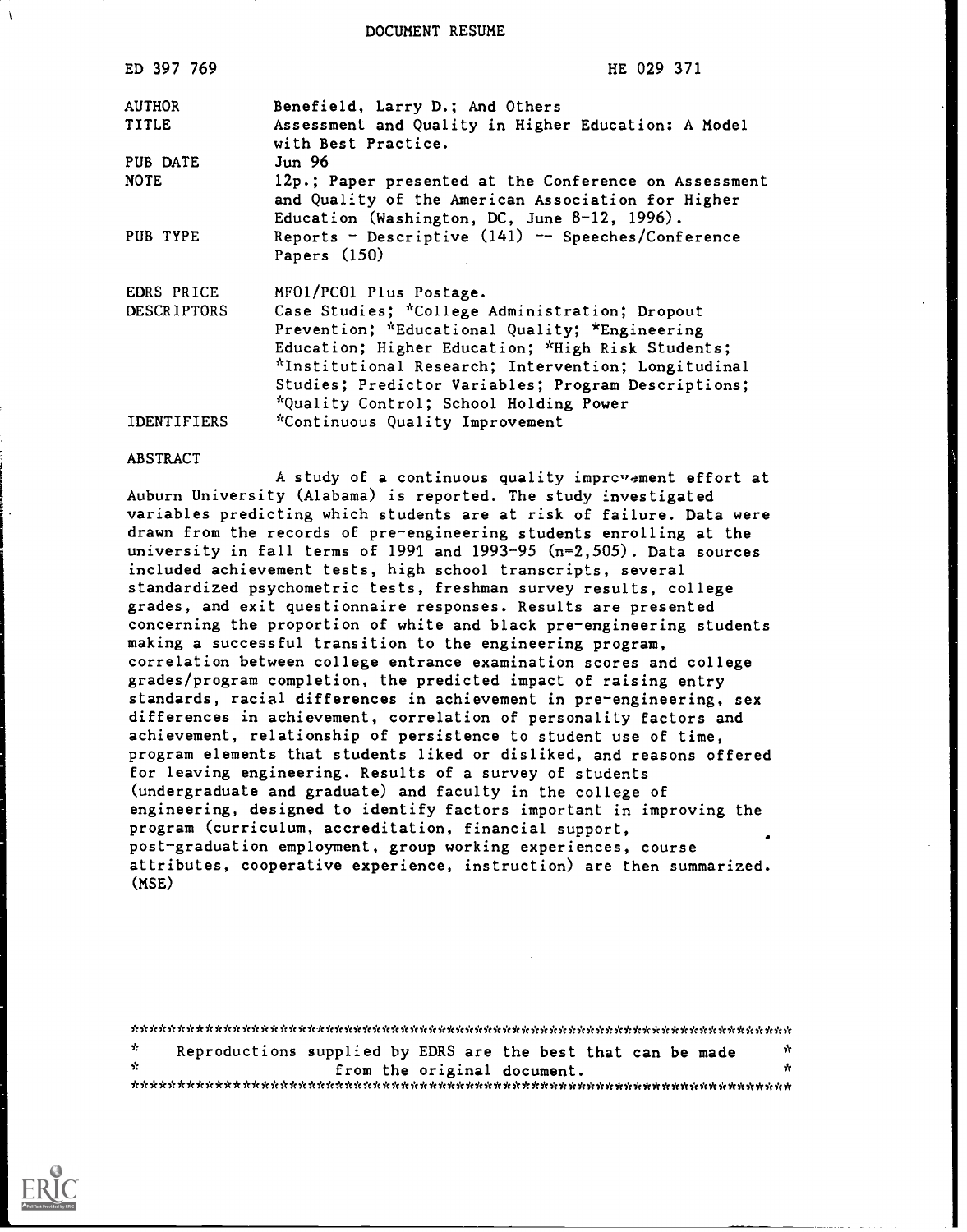DOCUMENT RESUME

| | |
|---|---|
| ED 397 769 | HE 029 371 |
| AUTHOR | Benefield, Larry D.; And Others |
| TITLE | Assessment and Quality in Higher Education: A Model with Best Practice. |
| PUB DATE | Jun 96 |
| NOTE | 12p.; Paper presented at the Conference on Assessment and Quality of the American Association for Higher Education (Washington, DC, June 8-12, 1996). |
| PUB TYPE | Reports - Descriptive (141) -- Speeches/Conference Papers (150) |
| EDRS PRICE | MF01/PC01 Plus Postage. |
| DESCRIPTORS | Case Studies; *College Administration; Dropout Prevention; *Educational Quality; *Engineering Education; Higher Education; *High Risk Students; *Institutional Research; Intervention; Longitudinal Studies; Predictor Variables; Program Descriptions; *Quality Control; School Holding Power |
| IDENTIFIERS | *Continuous Quality Improvement |

ABSTRACT

A study of a continuous quality improvement effort at Auburn University (Alabama) is reported. The study investigated variables predicting which students are at risk of failure. Data were drawn from the records of pre-engineering students enrolling at the university in fall terms of 1991 and 1993-95 (n=2,505). Data sources included achievement tests, high school transcripts, several standardized psychometric tests, freshman survey results, college grades, and exit questionnaire responses. Results are presented concerning the proportion of white and black pre-engineering students making a successful transition to the engineering program, correlation between college entrance examination scores and college grades/program completion, the predicted impact of raising entry standards, racial differences in achievement in pre-engineering, sex differences in achievement, correlation of personality factors and achievement, relationship of persistence to student use of time, program elements that students liked or disliked, and reasons offered for leaving engineering. Results of a survey of students (undergraduate and graduate) and faculty in the college of engineering, designed to identify factors important in improving the program (curriculum, accreditation, financial support, post-graduation employment, group working experiences, course attributes, cooperative experience, instruction) are then summarized. (MSE)

---

Reproductions supplied by EDRS are the best that can be made from the original document.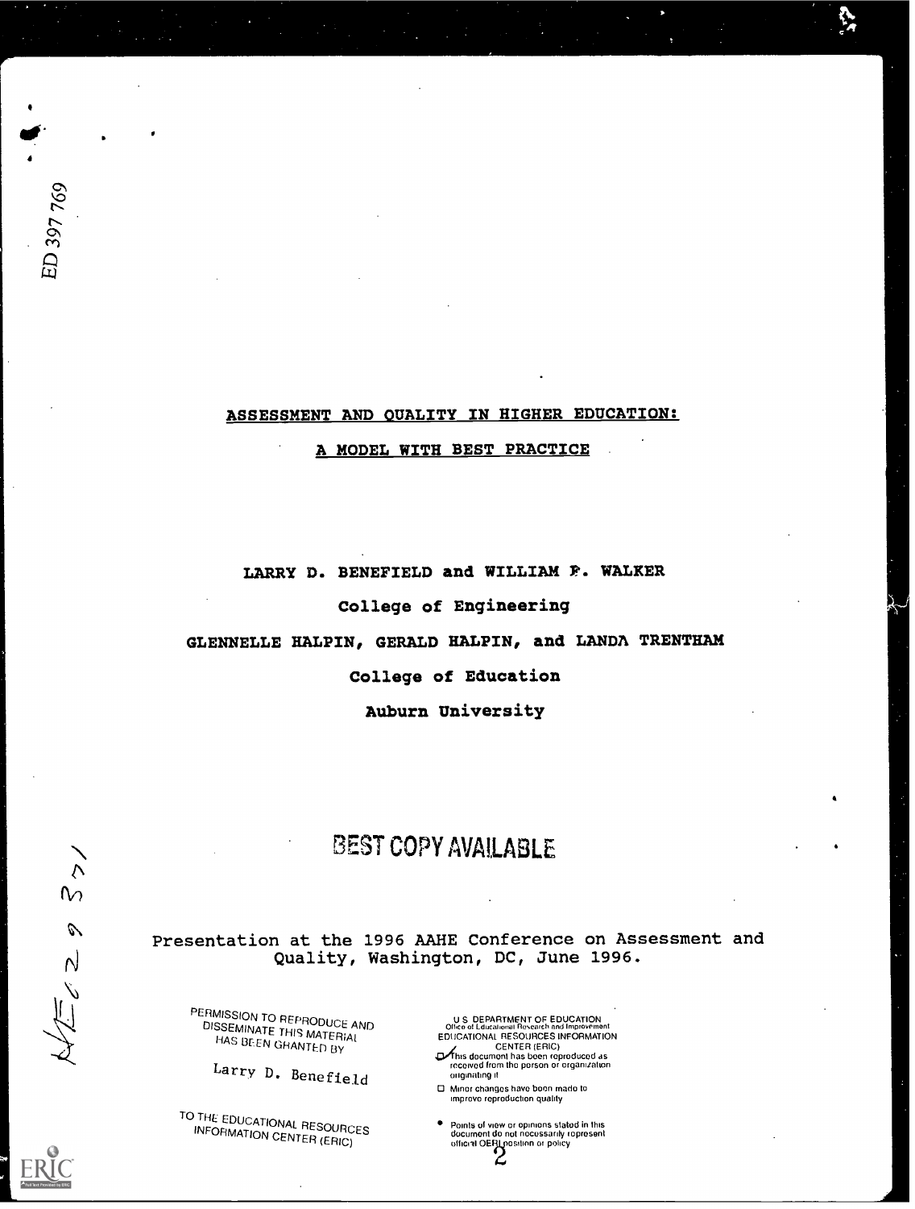ED 397 769

# ASSESSMENT AND QUALITY IN HIGHER EDUCATION:

## A MODEL WITH BEST PRACTICE

LARRY D. BENEFIELD and WILLIAM F. WALKER

College of Engineering

GLENNELLE HALPIN, GERALD HALPIN, and LANDA TRENTHAM

College of Education

Auburn University

BEST COPY AVAILABLE

Presentation at the 1996 AAHE Conference on Assessment and Quality, Washington, DC, June 1996.

PERMISSION TO REPRODUCE AND DISSEMINATE THIS MATERIAL HAS BEEN GRANTED BY

Larry D. Benefield

TO THE EDUCATIONAL RESOURCES INFORMATION CENTER (ERIC)

U.S. DEPARTMENT OF EDUCATION
Office of Educational Research and Improvement
EDUCATIONAL RESOURCES INFORMATION CENTER (ERIC)

- This document has been reproduced as received from the person or organization originating it.
- Minor changes have been made to improve reproduction quality.
- Points of view or opinions stated in this document do not necessarily represent official OERI position or policy.

HE029371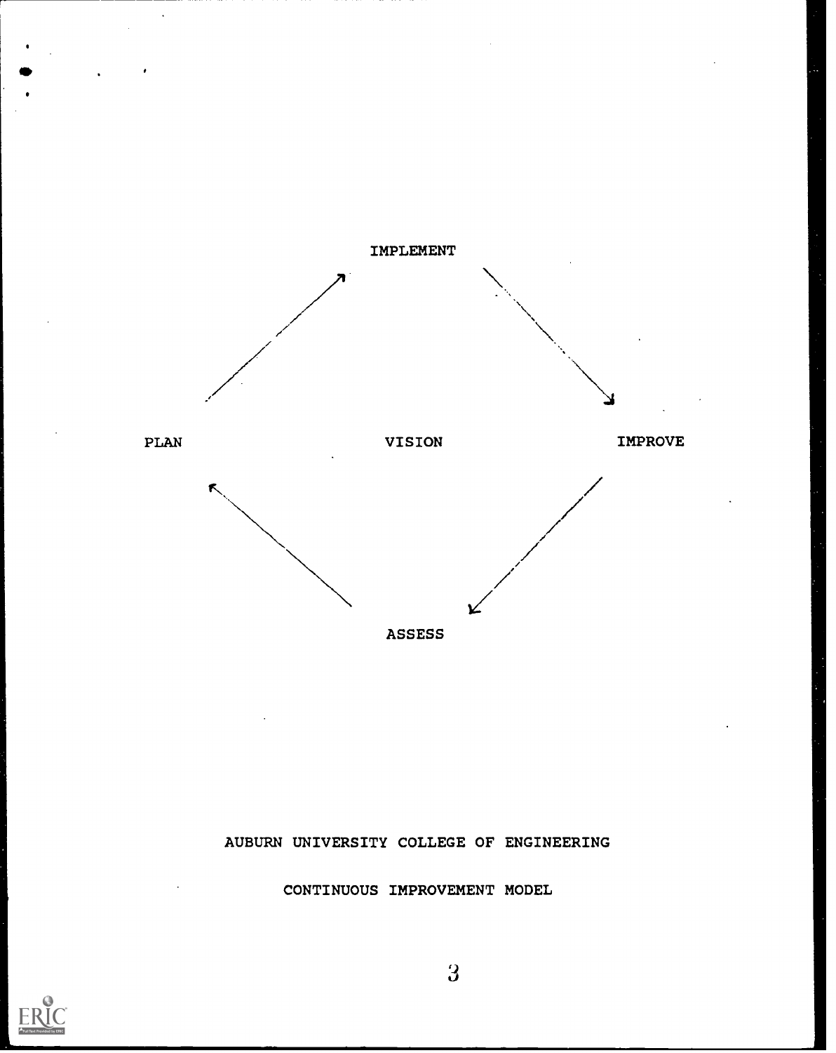IMPLEMENT

PLAN VISION IMPROVE

ASSESS

AUBURN UNIVERSITY COLLEGE OF ENGINEERING

CONTINUOUS IMPROVEMENT MODEL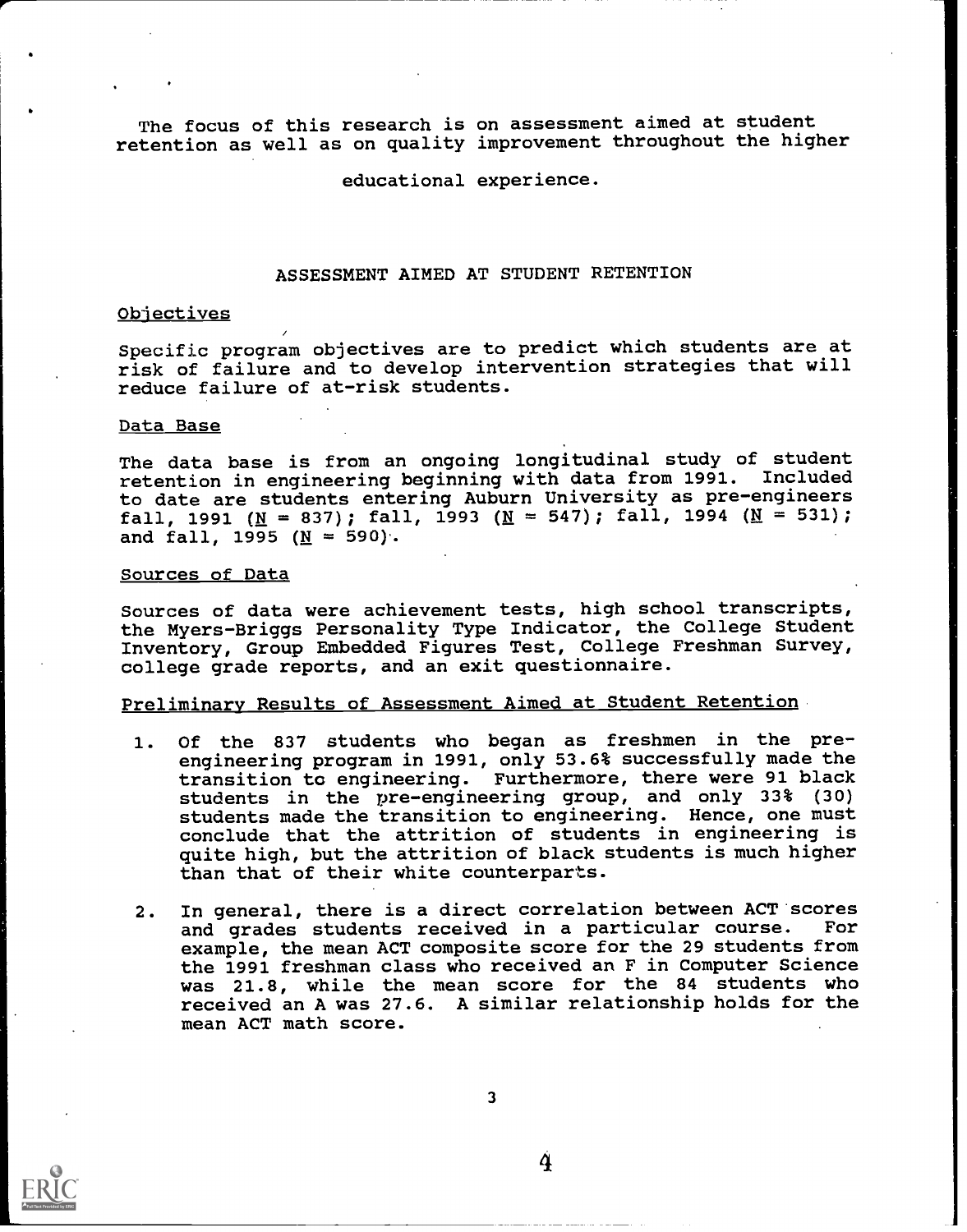The focus of this research is on assessment aimed at student retention as well as on quality improvement throughout the higher educational experience.

## ASSESSMENT AIMED AT STUDENT RETENTION

### Objectives

Specific program objectives are to predict which students are at risk of failure and to develop intervention strategies that will reduce failure of at-risk students.

### Data Base

The data base is from an ongoing longitudinal study of student retention in engineering beginning with data from 1991. Included to date are students entering Auburn University as pre-engineers fall, 1991 (N = 837); fall, 1993 (N = 547); fall, 1994 (N = 531); and fall, 1995 (N = 590).

### Sources of Data

Sources of data were achievement tests, high school transcripts, the Myers-Briggs Personality Type Indicator, the College Student Inventory, Group Embedded Figures Test, College Freshman Survey, college grade reports, and an exit questionnaire.

### Preliminary Results of Assessment Aimed at Student Retention

1. Of the 837 students who began as freshmen in the pre-engineering program in 1991, only 53.6% successfully made the transition to engineering. Furthermore, there were 91 black students in the pre-engineering group, and only 33% (30) students made the transition to engineering. Hence, one must conclude that the attrition of students in engineering is quite high, but the attrition of black students is much higher than that of their white counterparts.

2. In general, there is a direct correlation between ACT scores and grades students received in a particular course. For example, the mean ACT composite score for the 29 students from the 1991 freshman class who received an F in Computer Science was 21.8, while the mean score for the 84 students who received an A was 27.6. A similar relationship holds for the mean ACT math score.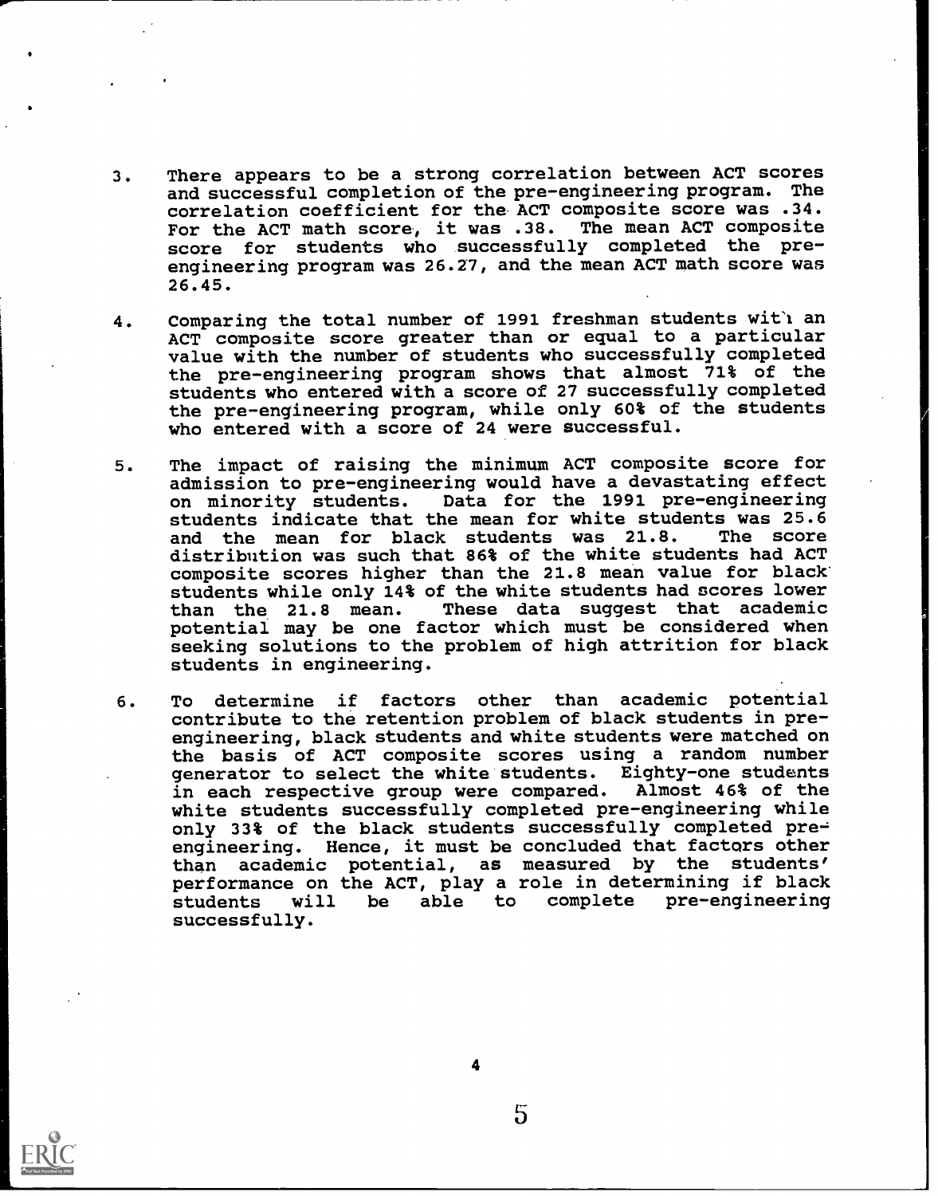3. There appears to be a strong correlation between ACT scores and successful completion of the pre-engineering program. The correlation coefficient for the ACT composite score was .34. For the ACT math score, it was .38. The mean ACT composite score for students who successfully completed the pre-engineering program was 26.27, and the mean ACT math score was 26.45.

4. Comparing the total number of 1991 freshman students with an ACT composite score greater than or equal to a particular value with the number of students who successfully completed the pre-engineering program shows that almost 71% of the students who entered with a score of 27 successfully completed the pre-engineering program, while only 60% of the students who entered with a score of 24 were successful.

5. The impact of raising the minimum ACT composite score for admission to pre-engineering would have a devastating effect on minority students. Data for the 1991 pre-engineering students indicate that the mean for white students was 25.6 and the mean for black students was 21.8. The score distribution was such that 86% of the white students had ACT composite scores higher than the 21.8 mean value for black students while only 14% of the white students had scores lower than the 21.8 mean. These data suggest that academic potential may be one factor which must be considered when seeking solutions to the problem of high attrition for black students in engineering.

6. To determine if factors other than academic potential contribute to the retention problem of black students in pre-engineering, black students and white students were matched on the basis of ACT composite scores using a random number generator to select the white students. Eighty-one students in each respective group were compared. Almost 46% of the white students successfully completed pre-engineering while only 33% of the black students successfully completed pre-engineering. Hence, it must be concluded that factors other than academic potential, as measured by the students' performance on the ACT, play a role in determining if black students will be able to complete pre-engineering successfully.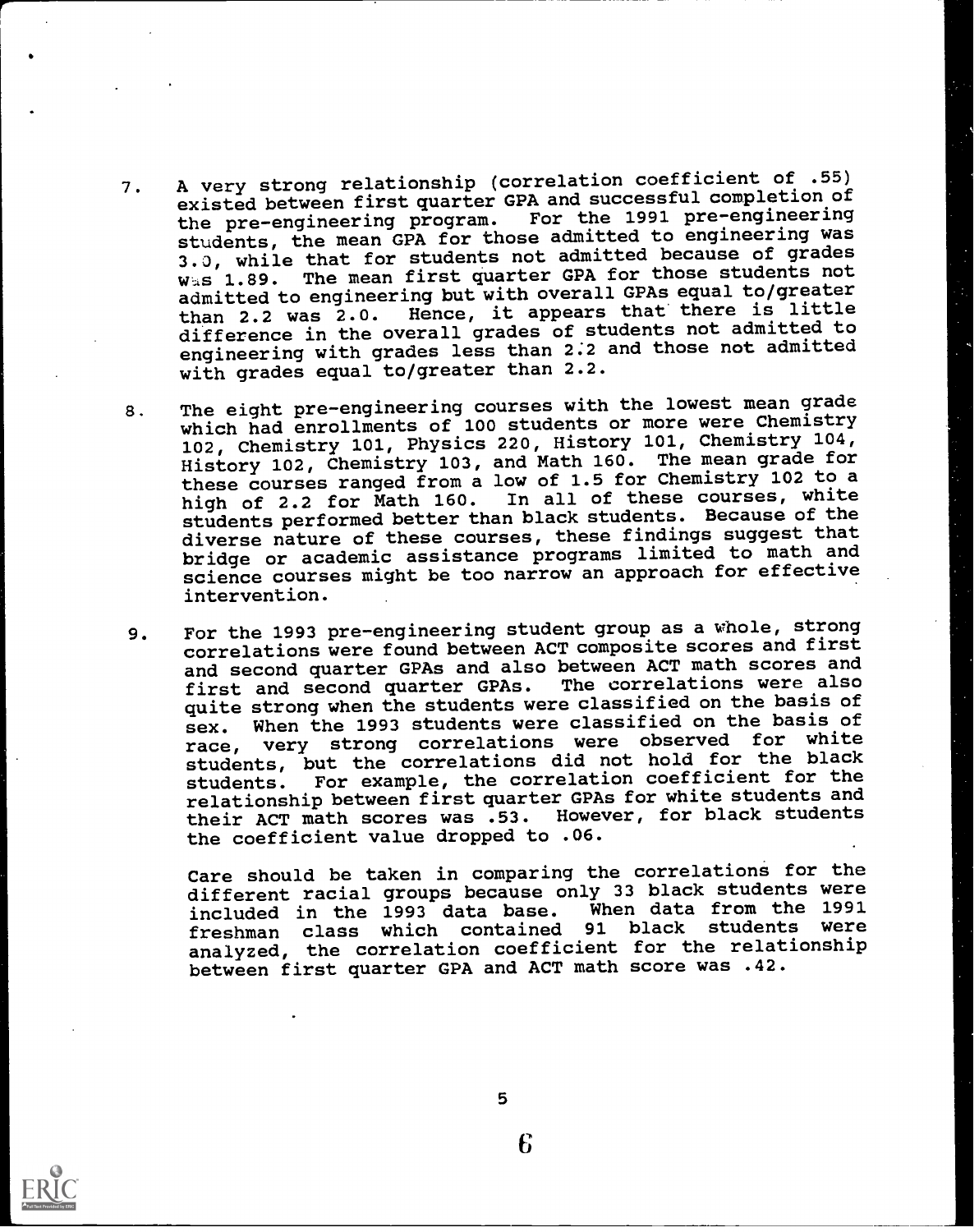7. A very strong relationship (correlation coefficient of .55) existed between first quarter GPA and successful completion of the pre-engineering program. For the 1991 pre-engineering students, the mean GPA for those admitted to engineering was 3.0, while that for students not admitted because of grades was 1.89. The mean first quarter GPA for those students not admitted to engineering but with overall GPAs equal to/greater than 2.2 was 2.0. Hence, it appears that there is little difference in the overall grades of students not admitted to engineering with grades less than 2.2 and those not admitted with grades equal to/greater than 2.2.

8. The eight pre-engineering courses with the lowest mean grade which had enrollments of 100 students or more were Chemistry 102, Chemistry 101, Physics 220, History 101, Chemistry 104, History 102, Chemistry 103, and Math 160. The mean grade for these courses ranged from a low of 1.5 for Chemistry 102 to a high of 2.2 for Math 160. In all of these courses, white students performed better than black students. Because of the diverse nature of these courses, these findings suggest that bridge or academic assistance programs limited to math and science courses might be too narrow an approach for effective intervention.

9. For the 1993 pre-engineering student group as a whole, strong correlations were found between ACT composite scores and first and second quarter GPAs and also between ACT math scores and first and second quarter GPAs. The correlations were also quite strong when the students were classified on the basis of sex. When the 1993 students were classified on the basis of race, very strong correlations were observed for white students, but the correlations did not hold for the black students. For example, the correlation coefficient for the relationship between first quarter GPAs for white students and their ACT math scores was .53. However, for black students the coefficient value dropped to .06.

   Care should be taken in comparing the correlations for the different racial groups because only 33 black students were included in the 1993 data base. When data from the 1991 freshman class which contained 91 black students were analyzed, the correlation coefficient for the relationship between first quarter GPA and ACT math score was .42.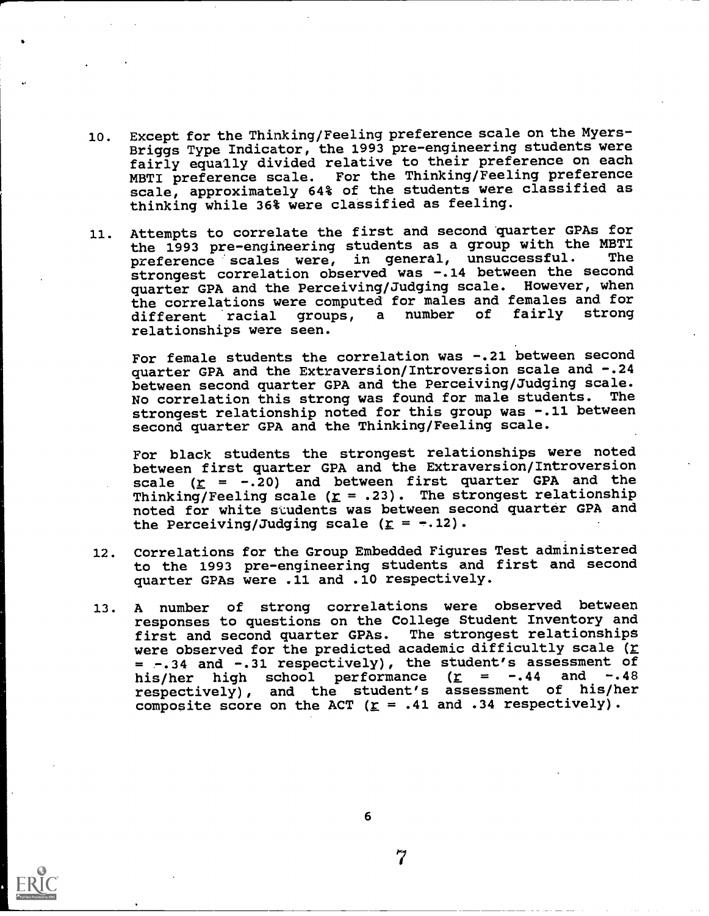10. Except for the Thinking/Feeling preference scale on the Myers-Briggs Type Indicator, the 1993 pre-engineering students were fairly equally divided relative to their preference on each MBTI preference scale. For the Thinking/Feeling preference scale, approximately 64% of the students were classified as thinking while 36% were classified as feeling.

11. Attempts to correlate the first and second quarter GPAs for the 1993 pre-engineering students as a group with the MBTI preference scales were, in general, unsuccessful. The strongest correlation observed was -.14 between the second quarter GPA and the Perceiving/Judging scale. However, when the correlations were computed for males and females and for different racial groups, a number of fairly strong relationships were seen.

    For female students the correlation was -.21 between second quarter GPA and the Extraversion/Introversion scale and -.24 between second quarter GPA and the Perceiving/Judging scale. No correlation this strong was found for male students. The strongest relationship noted for this group was -.11 between second quarter GPA and the Thinking/Feeling scale.

    For black students the strongest relationships were noted between first quarter GPA and the Extraversion/Introversion scale ($r$ = -.20) and between first quarter GPA and the Thinking/Feeling scale ($r$ = .23). The strongest relationship noted for white students was between second quarter GPA and the Perceiving/Judging scale ($r$ = -.12).

12. Correlations for the Group Embedded Figures Test administered to the 1993 pre-engineering students and first and second quarter GPAs were .11 and .10 respectively.

13. A number of strong correlations were observed between responses to questions on the College Student Inventory and first and second quarter GPAs. The strongest relationships were observed for the predicted academic difficultly scale ($r$ = -.34 and -.31 respectively), the student's assessment of his/her high school performance ($r$ = -.44 and -.48 respectively), and the student's assessment of his/her composite score on the ACT ($r$ = .41 and .34 respectively).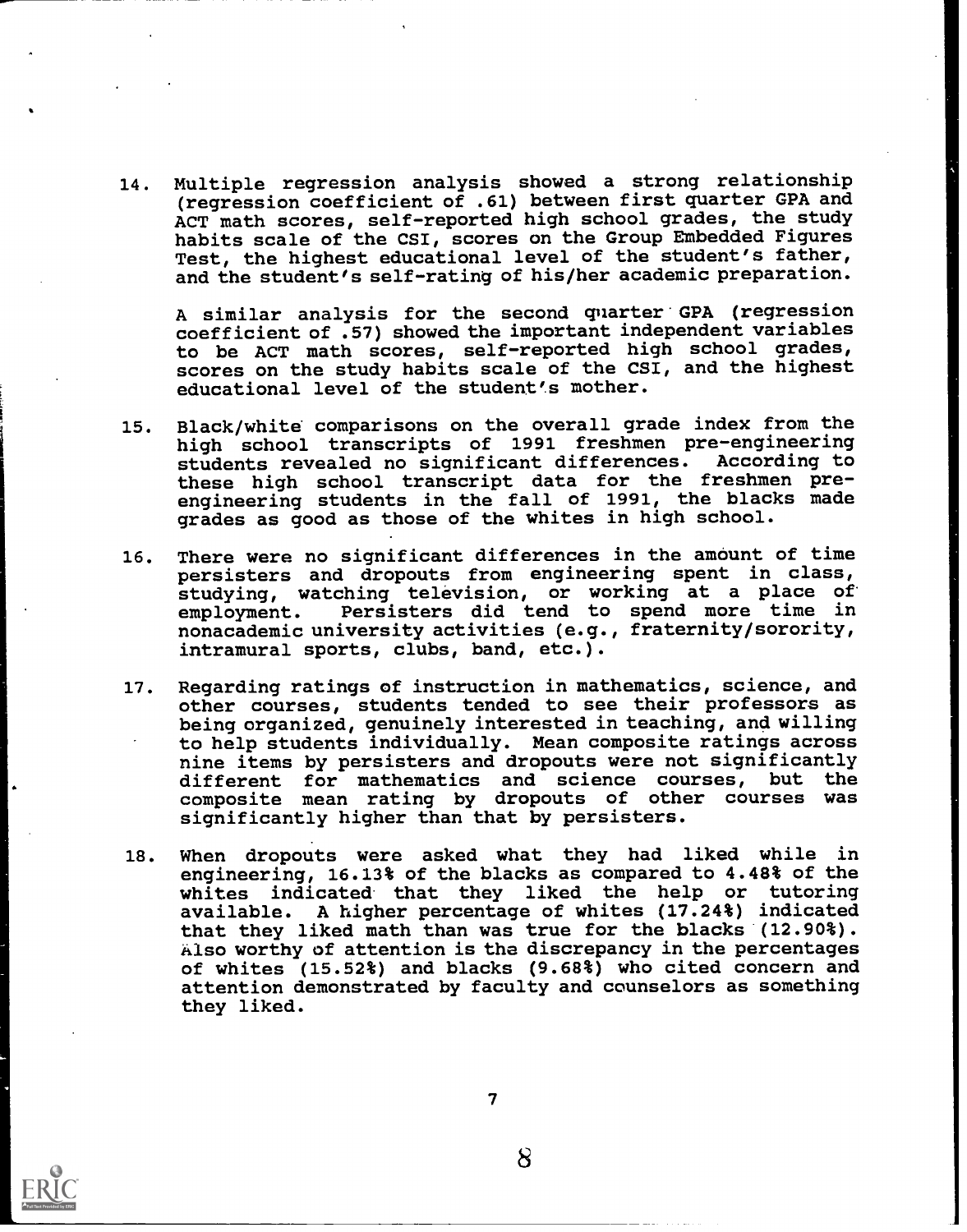14. Multiple regression analysis showed a strong relationship (regression coefficient of .61) between first quarter GPA and ACT math scores, self-reported high school grades, the study habits scale of the CSI, scores on the Group Embedded Figures Test, the highest educational level of the student's father, and the student's self-rating of his/her academic preparation.

    A similar analysis for the second quarter GPA (regression coefficient of .57) showed the important independent variables to be ACT math scores, self-reported high school grades, scores on the study habits scale of the CSI, and the highest educational level of the student's mother.

15. Black/white comparisons on the overall grade index from the high school transcripts of 1991 freshmen pre-engineering students revealed no significant differences. According to these high school transcript data for the freshmen pre-engineering students in the fall of 1991, the blacks made grades as good as those of the whites in high school.

16. There were no significant differences in the amount of time persisters and dropouts from engineering spent in class, studying, watching television, or working at a place of employment. Persisters did tend to spend more time in nonacademic university activities (e.g., fraternity/sorority, intramural sports, clubs, band, etc.).

17. Regarding ratings of instruction in mathematics, science, and other courses, students tended to see their professors as being organized, genuinely interested in teaching, and willing to help students individually. Mean composite ratings across nine items by persisters and dropouts were not significantly different for mathematics and science courses, but the composite mean rating by dropouts of other courses was significantly higher than that by persisters.

18. When dropouts were asked what they had liked while in engineering, 16.13% of the blacks as compared to 4.48% of the whites indicated that they liked the help or tutoring available. A higher percentage of whites (17.24%) indicated that they liked math than was true for the blacks (12.90%). Also worthy of attention is the discrepancy in the percentages of whites (15.52%) and blacks (9.68%) who cited concern and attention demonstrated by faculty and counselors as something they liked.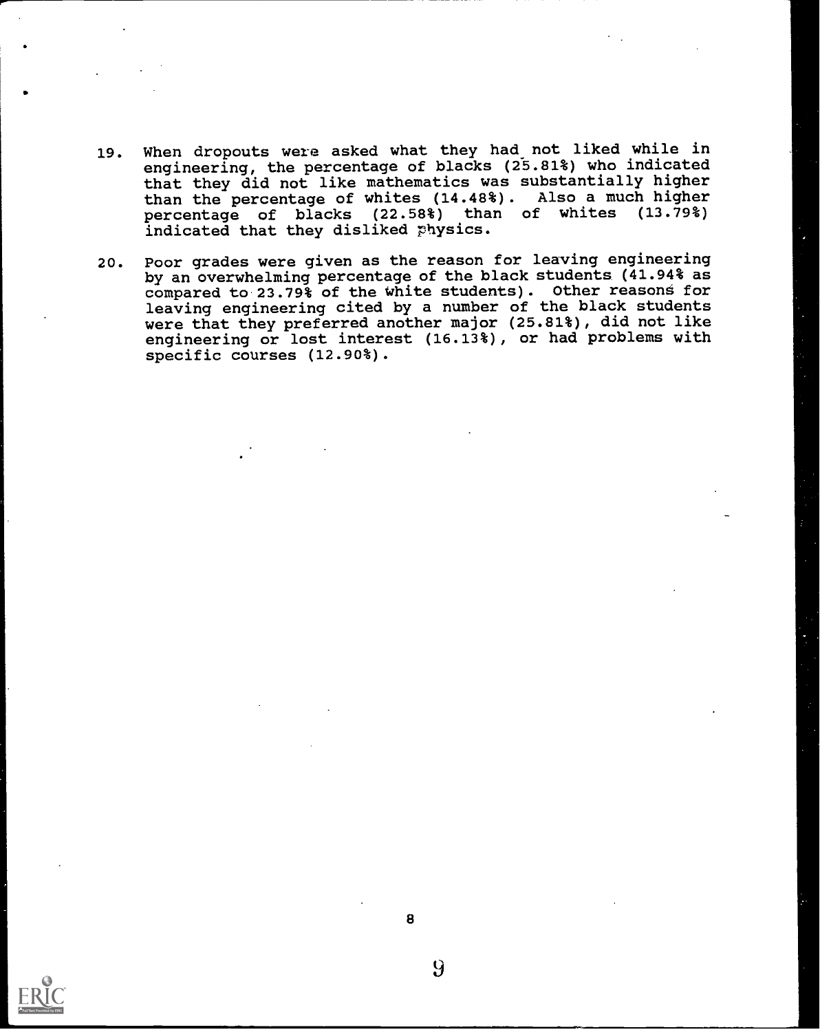19. When dropouts were asked what they had not liked while in engineering, the percentage of blacks (25.81%) who indicated that they did not like mathematics was substantially higher than the percentage of whites (14.48%). Also a much higher percentage of blacks (22.58%) than of whites (13.79%) indicated that they disliked physics.

20. Poor grades were given as the reason for leaving engineering by an overwhelming percentage of the black students (41.94% as compared to 23.79% of the white students). Other reasons for leaving engineering cited by a number of the black students were that they preferred another major (25.81%), did not like engineering or lost interest (16.13%), or had problems with specific courses (12.90%).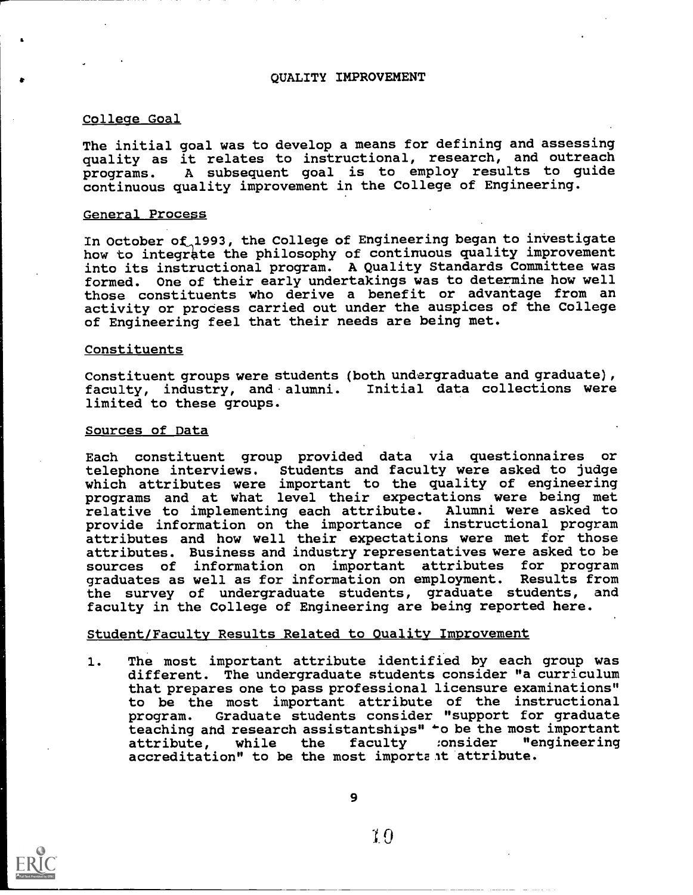# QUALITY IMPROVEMENT

## College Goal

The initial goal was to develop a means for defining and assessing quality as it relates to instructional, research, and outreach programs. A subsequent goal is to employ results to guide continuous quality improvement in the College of Engineering.

## General Process

In October of 1993, the College of Engineering began to investigate how to integrate the philosophy of continuous quality improvement into its instructional program. A Quality Standards Committee was formed. One of their early undertakings was to determine how well those constituents who derive a benefit or advantage from an activity or process carried out under the auspices of the College of Engineering feel that their needs are being met.

## Constituents

Constituent groups were students (both undergraduate and graduate), faculty, industry, and alumni. Initial data collections were limited to these groups.

## Sources of Data

Each constituent group provided data via questionnaires or telephone interviews. Students and faculty were asked to judge which attributes were important to the quality of engineering programs and at what level their expectations were being met relative to implementing each attribute. Alumni were asked to provide information on the importance of instructional program attributes and how well their expectations were met for those attributes. Business and industry representatives were asked to be sources of information on important attributes for program graduates as well as for information on employment. Results from the survey of undergraduate students, graduate students, and faculty in the College of Engineering are being reported here.

## Student/Faculty Results Related to Quality Improvement

1. The most important attribute identified by each group was different. The undergraduate students consider "a curriculum that prepares one to pass professional licensure examinations" to be the most important attribute of the instructional program. Graduate students consider "support for graduate teaching and research assistantships" to be the most important attribute, while the faculty consider "engineering accreditation" to be the most important attribute.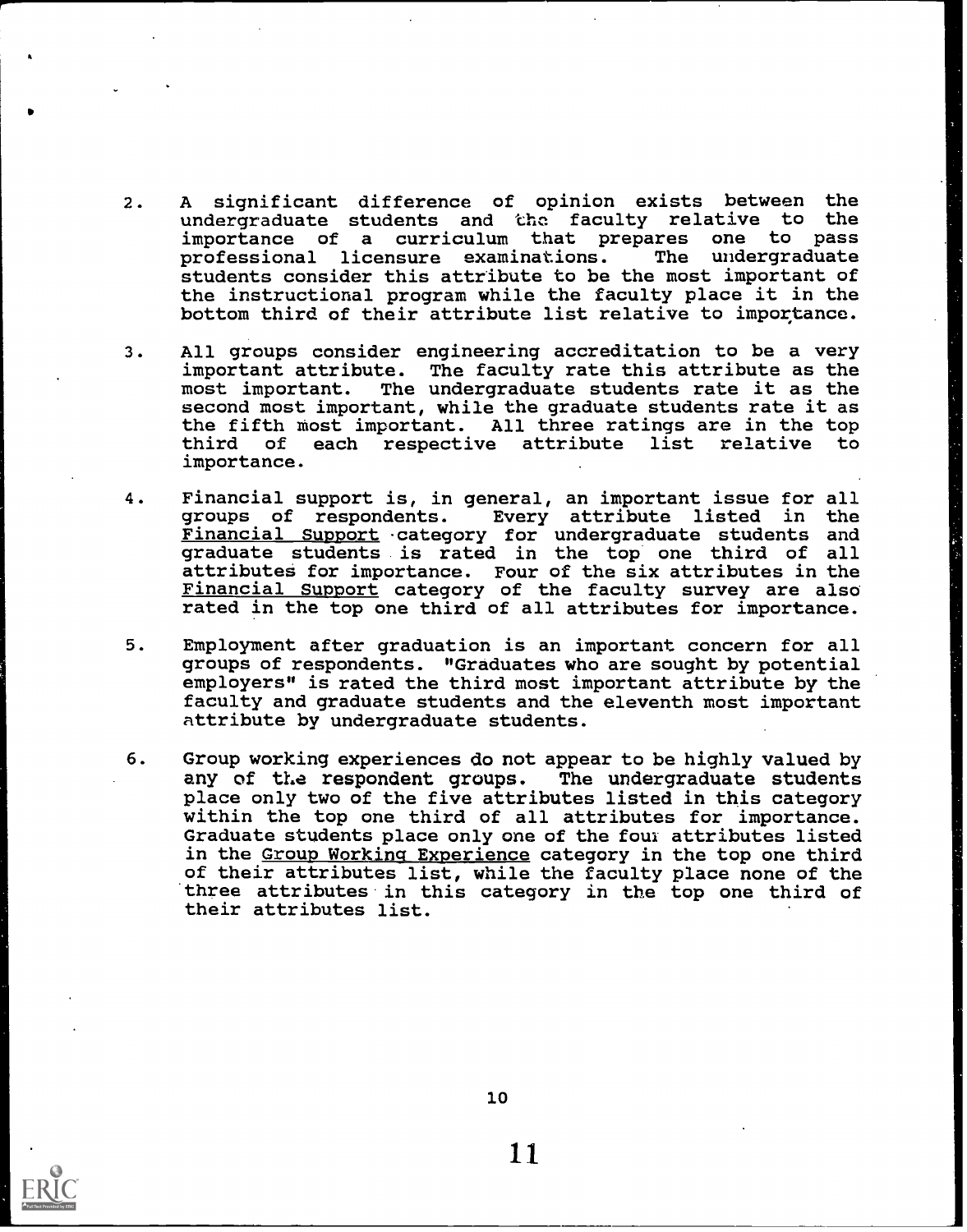2. A significant difference of opinion exists between the undergraduate students and the faculty relative to the importance of a curriculum that prepares one to pass professional licensure examinations. The undergraduate students consider this attribute to be the most important of the instructional program while the faculty place it in the bottom third of their attribute list relative to importance.

3. All groups consider engineering accreditation to be a very important attribute. The faculty rate this attribute as the most important. The undergraduate students rate it as the second most important, while the graduate students rate it as the fifth most important. All three ratings are in the top third of each respective attribute list relative to importance.

4. Financial support is, in general, an important issue for all groups of respondents. Every attribute listed in the Financial Support category for undergraduate students and graduate students is rated in the top one third of all attributes for importance. Four of the six attributes in the Financial Support category of the faculty survey are also rated in the top one third of all attributes for importance.

5. Employment after graduation is an important concern for all groups of respondents. "Graduates who are sought by potential employers" is rated the third most important attribute by the faculty and graduate students and the eleventh most important attribute by undergraduate students.

6. Group working experiences do not appear to be highly valued by any of the respondent groups. The undergraduate students place only two of the five attributes listed in this category within the top one third of all attributes for importance. Graduate students place only one of the four attributes listed in the Group Working Experience category in the top one third of their attributes list, while the faculty place none of the three attributes in this category in the top one third of their attributes list.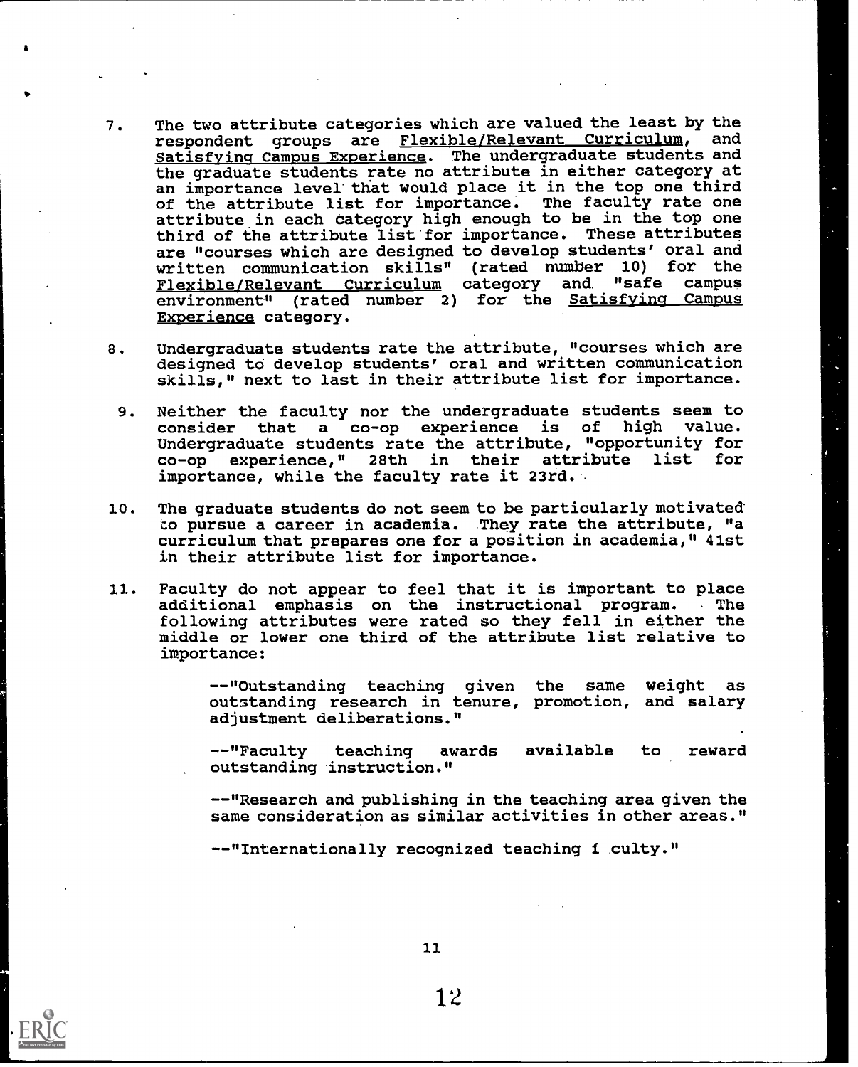7. The two attribute categories which are valued the least by the respondent groups are Flexible/Relevant Curriculum, and Satisfying Campus Experience. The undergraduate students and the graduate students rate no attribute in either category at an importance level that would place it in the top one third of the attribute list for importance. The faculty rate one attribute in each category high enough to be in the top one third of the attribute list for importance. These attributes are "courses which are designed to develop students' oral and written communication skills" (rated number 10) for the Flexible/Relevant Curriculum category and "safe campus environment" (rated number 2) for the Satisfying Campus Experience category.

8. Undergraduate students rate the attribute, "courses which are designed to develop students' oral and written communication skills," next to last in their attribute list for importance.

9. Neither the faculty nor the undergraduate students seem to consider that a co-op experience is of high value. Undergraduate students rate the attribute, "opportunity for co-op experience," 28th in their attribute list for importance, while the faculty rate it 23rd.

10. The graduate students do not seem to be particularly motivated to pursue a career in academia. They rate the attribute, "a curriculum that prepares one for a position in academia," 41st in their attribute list for importance.

11. Faculty do not appear to feel that it is important to place additional emphasis on the instructional program. The following attributes were rated so they fell in either the middle or lower one third of the attribute list relative to importance:

    --"Outstanding teaching given the same weight as outstanding research in tenure, promotion, and salary adjustment deliberations."

    --"Faculty teaching awards available to reward outstanding instruction."

    --"Research and publishing in the teaching area given the same consideration as similar activities in other areas."

    --"Internationally recognized teaching f culty."